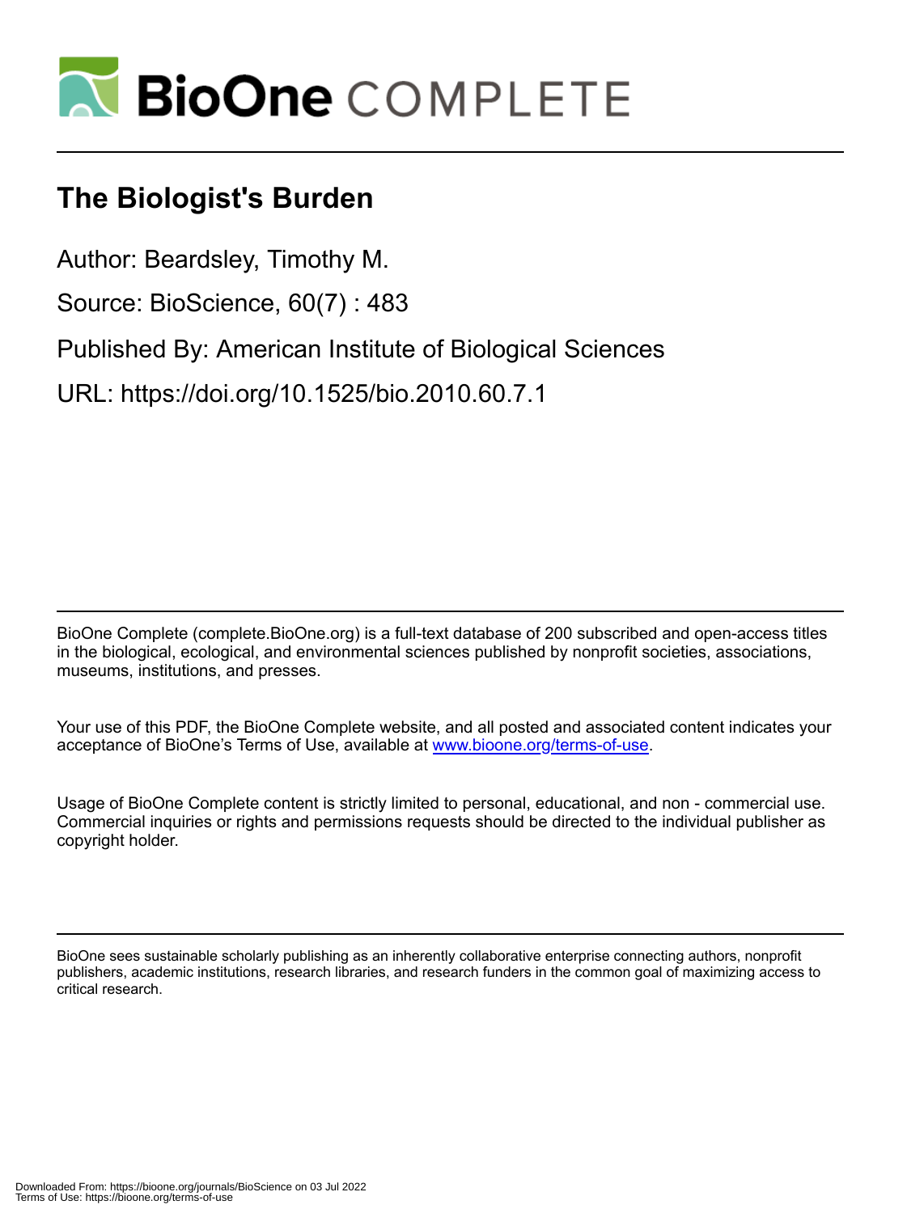# The Biologist's Burden

Author: Beardsley, Timothy M.

Source: BioScience, 60(7) : 483

Published By: American Institute of Biological Sciences

URL: https://doi.org/10.1525/bio.2010.60.7.1

BioOne Complete (complete.BioOne.org) is a full-text database of 200 subscribed and open-access titles in the biological, ecological, and environmental sciences published by nonprofit societies, associations, museums, institutions, and presses.

Your use of this PDF, the BioOne Complete website, and all posted and associated content indicates your acceptance of BioOne's Terms of Use, available at www.bioone.org/terms-of-use.

Usage of BioOne Complete content is strictly limited to personal, educational, and non - commercial use. Commercial inquiries or rights and permissions requests should be directed to the individual publisher as copyright holder.

BioOne sees sustainable scholarly publishing as an inherently collaborative enterprise connecting authors, nonprofit publishers, academic institutions, research libraries, and research funders in the common goal of maximizing access to critical research.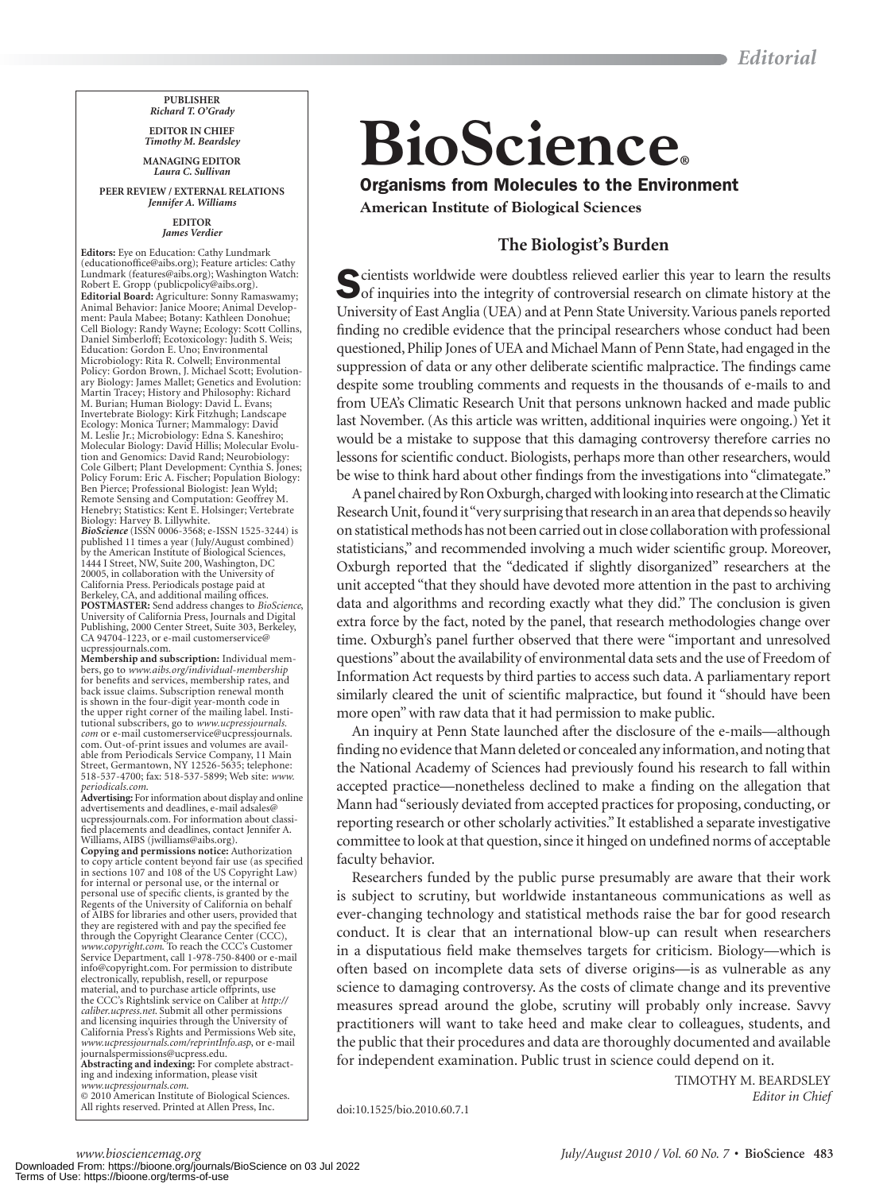Editorial

**PUBLISHER**
*Richard T. O'Grady*

**EDITOR IN CHIEF**
*Timothy M. Beardsley*

**MANAGING EDITOR**
*Laura C. Sullivan*

**PEER REVIEW / EXTERNAL RELATIONS**
*Jennifer A. Williams*

**EDITOR**
*James Verdier*

**Editors:** Eye on Education: Cathy Lundmark (educationoffice@aibs.org); Feature articles: Cathy Lundmark (features@aibs.org); Washington Watch: Robert E. Gropp (publicpolicy@aibs.org).
**Editorial Board:** Agriculture: Sonny Ramaswamy; Animal Behavior: Janice Moore; Animal Development: Paula Mabee; Botany: Kathleen Donohue; Cell Biology: Randy Wayne; Ecology: Scott Collins, Daniel Simberloff; Ecotoxicology: Judith S. Weis; Education: Gordon E. Uno; Environmental Microbiology: Rita R. Colwell; Environmental Policy: Gordon Brown, J. Michael Scott; Evolutionary Biology: James Mallet; Genetics and Evolution: Martin Tracey; History and Philosophy: Richard M. Burian; Human Biology: David L. Evans; Invertebrate Biology: Kirk Fitzhugh; Landscape Ecology: Monica Turner; Mammalogy: David M. Leslie Jr.; Microbiology: Edna S. Kaneshiro; Molecular Biology: David Hillis; Molecular Evolution and Genomics: David Rand; Neurobiology: Cole Gilbert; Plant Development: Cynthia S. Jones; Policy Forum: Eric A. Fischer; Population Biology: Ben Pierce; Professional Biologist: Jean Wyld; Remote Sensing and Computation: Geoffrey M. Henebry; Statistics: Kent E. Holsinger; Vertebrate Biology: Harvey B. Lillywhite.
***BioScience*** (ISSN 0006-3568; e-ISSN 1525-3244) is published 11 times a year (July/August combined) by the American Institute of Biological Sciences, 1444 I Street, NW, Suite 200, Washington, DC 20005, in collaboration with the University of California Press. Periodicals postage paid at Berkeley, CA, and additional mailing offices.
**POSTMASTER:** Send address changes to *BioScience*, University of California Press, Journals and Digital Publishing, 2000 Center Street, Suite 303, Berkeley, CA 94704-1223, or e-mail customerservice@ucpressjournals.com.
**Membership and subscription:** Individual members, go to *www.aibs.org/individual-membership* for benefits and services, membership rates, and back issue claims. Subscription renewal month is shown in the four-digit year-month code in the upper right corner of the mailing label. Institutional subscribers, go to *www.ucpressjournals.com* or e-mail customerservice@ucpressjournals.com. Out-of-print issues and volumes are available from Periodicals Service Company, 11 Main Street, Germantown, NY 12526-5635; telephone: 518-537-4700; fax: 518-537-5899; Web site: *www.periodicals.com.*
**Advertising:** For information about display and online advertisements and deadlines, e-mail adsales@ucpressjournals.com. For information about classified placements and deadlines, contact Jennifer A. Williams, AIBS (jwilliams@aibs.org).
**Copying and permissions notice:** Authorization to copy article content beyond fair use (as specified in sections 107 and 108 of the US Copyright Law) for internal or personal use, or the internal or personal use of specific clients, is granted by the Regents of the University of California on behalf of AIBS for libraries and other users, provided that they are registered with and pay the specified fee through the Copyright Clearance Center (CCC), *www.copyright.com.* To reach the CCC's Customer Service Department, call 1-978-750-8400 or e-mail info@copyright.com. For permission to distribute electronically, republish, resell, or repurpose material, and to purchase article offprints, use the CCC's Rightslink service on Caliber at *http://caliber.ucpress.net.* Submit all other permissions and licensing inquiries through the University of California Press's Rights and Permissions Web site, *www.ucpressjournals.com/reprintInfo.asp*, or e-mail journalspermissions@ucpress.edu.
**Abstracting and indexing:** For complete abstracting and indexing information, please visit *www.ucpressjournals.com.*
© 2010 American Institute of Biological Sciences. All rights reserved. Printed at Allen Press, Inc.

# BioScience®

**Organisms from Molecules to the Environment**
**American Institute of Biological Sciences**

## The Biologist's Burden

Scientists worldwide were doubtless relieved earlier this year to learn the results of inquiries into the integrity of controversial research on climate history at the University of East Anglia (UEA) and at Penn State University. Various panels reported finding no credible evidence that the principal researchers whose conduct had been questioned, Philip Jones of UEA and Michael Mann of Penn State, had engaged in the suppression of data or any other deliberate scientific malpractice. The findings came despite some troubling comments and requests in the thousands of e-mails to and from UEA's Climatic Research Unit that persons unknown hacked and made public last November. (As this article was written, additional inquiries were ongoing.) Yet it would be a mistake to suppose that this damaging controversy therefore carries no lessons for scientific conduct. Biologists, perhaps more than other researchers, would be wise to think hard about other findings from the investigations into "climategate."

A panel chaired by Ron Oxburgh, charged with looking into research at the Climatic Research Unit, found it "very surprising that research in an area that depends so heavily on statistical methods has not been carried out in close collaboration with professional statisticians," and recommended involving a much wider scientific group. Moreover, Oxburgh reported that the "dedicated if slightly disorganized" researchers at the unit accepted "that they should have devoted more attention in the past to archiving data and algorithms and recording exactly what they did." The conclusion is given extra force by the fact, noted by the panel, that research methodologies change over time. Oxburgh's panel further observed that there were "important and unresolved questions" about the availability of environmental data sets and the use of Freedom of Information Act requests by third parties to access such data. A parliamentary report similarly cleared the unit of scientific malpractice, but found it "should have been more open" with raw data that it had permission to make public.

An inquiry at Penn State launched after the disclosure of the e-mails—although finding no evidence that Mann deleted or concealed any information, and noting that the National Academy of Sciences had previously found his research to fall within accepted practice—nonetheless declined to make a finding on the allegation that Mann had "seriously deviated from accepted practices for proposing, conducting, or reporting research or other scholarly activities." It established a separate investigative committee to look at that question, since it hinged on undefined norms of acceptable faculty behavior.

Researchers funded by the public purse presumably are aware that their work is subject to scrutiny, but worldwide instantaneous communications as well as ever-changing technology and statistical methods raise the bar for good research conduct. It is clear that an international blow-up can result when researchers in a disputatious field make themselves targets for criticism. Biology—which is often based on incomplete data sets of diverse origins—is as vulnerable as any science to damaging controversy. As the costs of climate change and its preventive measures spread around the globe, scrutiny will probably only increase. Savvy practitioners will want to take heed and make clear to colleagues, students, and the public that their procedures and data are thoroughly documented and available for independent examination. Public trust in science could depend on it.

TIMOTHY M. BEARDSLEY
*Editor in Chief*

doi:10.1525/bio.2010.60.7.1